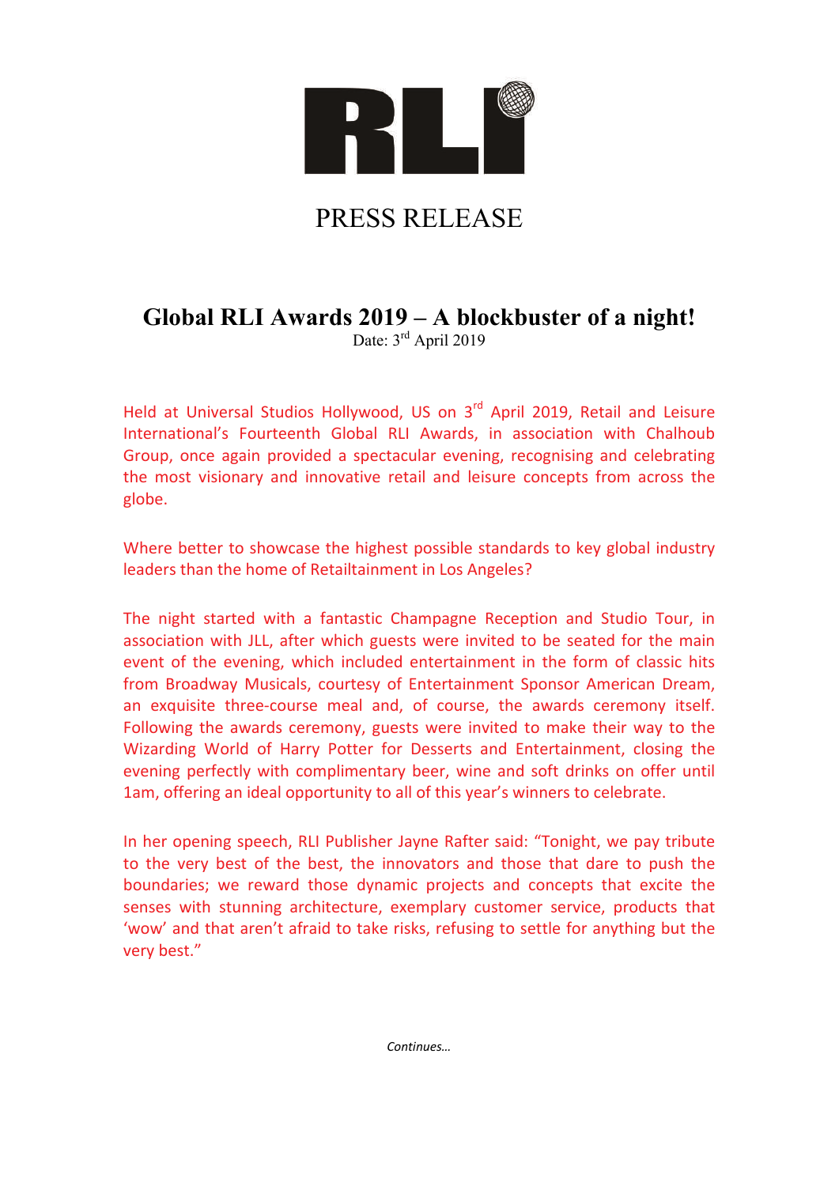RLI

# PRESS RELEASE

## Global RLI Awards 2019 – A blockbuster of a night!

Date: 3rd April 2019

Held at Universal Studios Hollywood, US on 3rd April 2019, Retail and Leisure International's Fourteenth Global RLI Awards, in association with Chalhoub Group, once again provided a spectacular evening, recognising and celebrating the most visionary and innovative retail and leisure concepts from across the globe.

Where better to showcase the highest possible standards to key global industry leaders than the home of Retailtainment in Los Angeles?

The night started with a fantastic Champagne Reception and Studio Tour, in association with JLL, after which guests were invited to be seated for the main event of the evening, which included entertainment in the form of classic hits from Broadway Musicals, courtesy of Entertainment Sponsor American Dream, an exquisite three-course meal and, of course, the awards ceremony itself. Following the awards ceremony, guests were invited to make their way to the Wizarding World of Harry Potter for Desserts and Entertainment, closing the evening perfectly with complimentary beer, wine and soft drinks on offer until 1am, offering an ideal opportunity to all of this year's winners to celebrate.

In her opening speech, RLI Publisher Jayne Rafter said: "Tonight, we pay tribute to the very best of the best, the innovators and those that dare to push the boundaries; we reward those dynamic projects and concepts that excite the senses with stunning architecture, exemplary customer service, products that 'wow' and that aren't afraid to take risks, refusing to settle for anything but the very best."

*Continues…*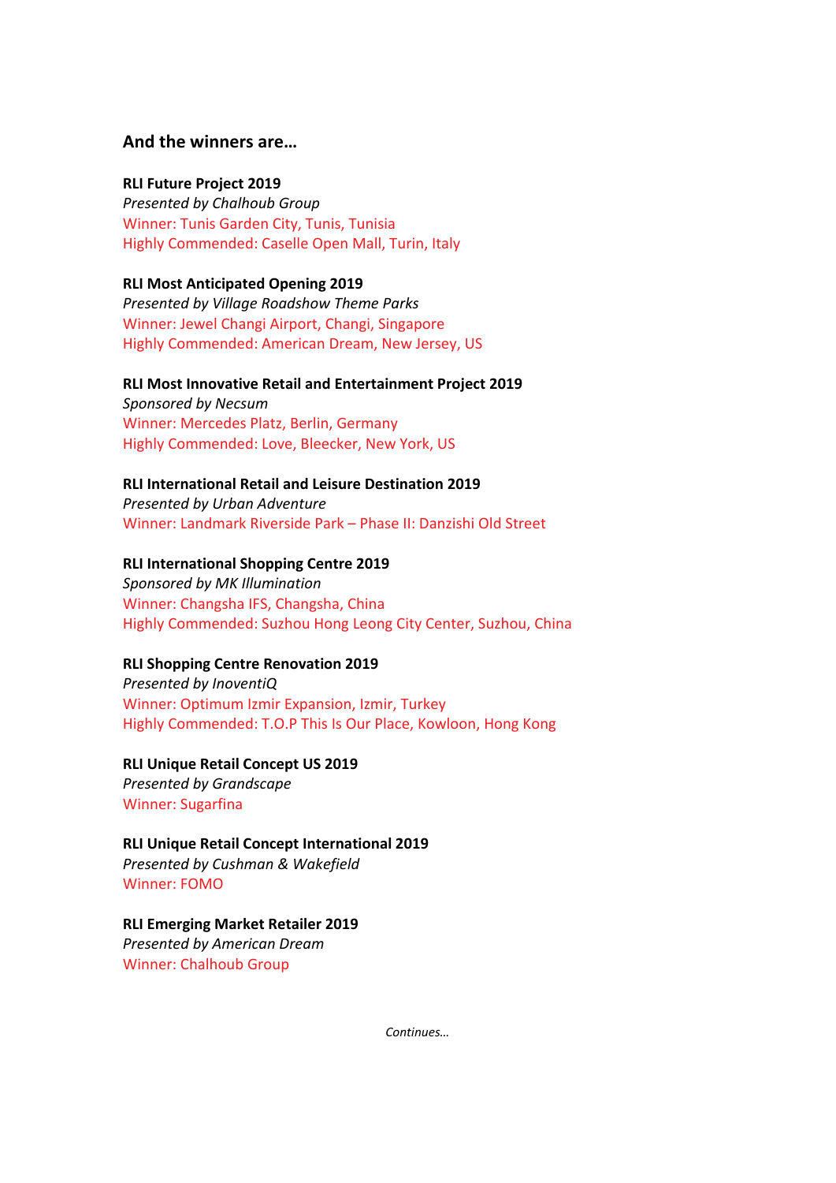### And the winners are…

**RLI Future Project 2019**
*Presented by Chalhoub Group*
Winner: Tunis Garden City, Tunis, Tunisia
Highly Commended: Caselle Open Mall, Turin, Italy

**RLI Most Anticipated Opening 2019**
*Presented by Village Roadshow Theme Parks*
Winner: Jewel Changi Airport, Changi, Singapore
Highly Commended: American Dream, New Jersey, US

**RLI Most Innovative Retail and Entertainment Project 2019**
*Sponsored by Necsum*
Winner: Mercedes Platz, Berlin, Germany
Highly Commended: Love, Bleecker, New York, US

**RLI International Retail and Leisure Destination 2019**
*Presented by Urban Adventure*
Winner: Landmark Riverside Park – Phase II: Danzishi Old Street

**RLI International Shopping Centre 2019**
*Sponsored by MK Illumination*
Winner: Changsha IFS, Changsha, China
Highly Commended: Suzhou Hong Leong City Center, Suzhou, China

**RLI Shopping Centre Renovation 2019**
*Presented by InoventiQ*
Winner: Optimum Izmir Expansion, Izmir, Turkey
Highly Commended: T.O.P This Is Our Place, Kowloon, Hong Kong

**RLI Unique Retail Concept US 2019**
*Presented by Grandscape*
Winner: Sugarfina

**RLI Unique Retail Concept International 2019**
*Presented by Cushman & Wakefield*
Winner: FOMO

**RLI Emerging Market Retailer 2019**
*Presented by American Dream*
Winner: Chalhoub Group

*Continues…*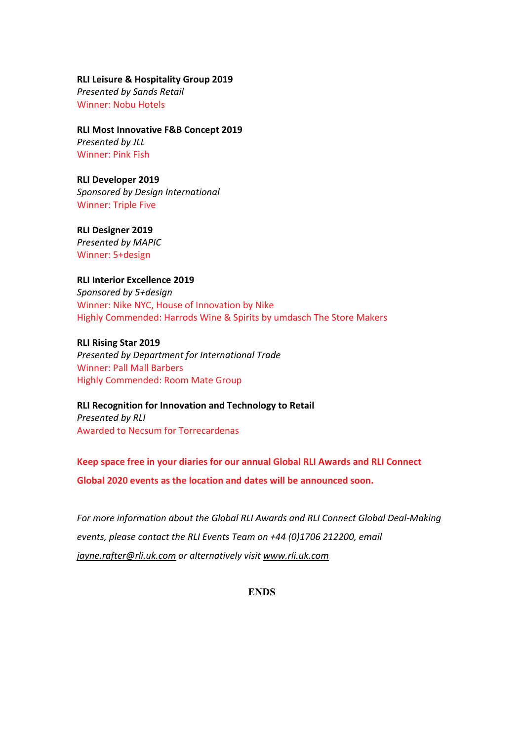**RLI Leisure & Hospitality Group 2019**
*Presented by Sands Retail*
Winner: Nobu Hotels

**RLI Most Innovative F&B Concept 2019**
*Presented by JLL*
Winner: Pink Fish

**RLI Developer 2019**
*Sponsored by Design International*
Winner: Triple Five

**RLI Designer 2019**
*Presented by MAPIC*
Winner: 5+design

**RLI Interior Excellence 2019**
*Sponsored by 5+design*
Winner: Nike NYC, House of Innovation by Nike
Highly Commended: Harrods Wine & Spirits by umdasch The Store Makers

**RLI Rising Star 2019**
*Presented by Department for International Trade*
Winner: Pall Mall Barbers
Highly Commended: Room Mate Group

**RLI Recognition for Innovation and Technology to Retail**
*Presented by RLI*
Awarded to Necsum for Torrecardenas

**Keep space free in your diaries for our annual Global RLI Awards and RLI Connect Global 2020 events as the location and dates will be announced soon.**

*For more information about the Global RLI Awards and RLI Connect Global Deal-Making events, please contact the RLI Events Team on +44 (0)1706 212200, email jayne.rafter@rli.uk.com or alternatively visit www.rli.uk.com*

**ENDS**